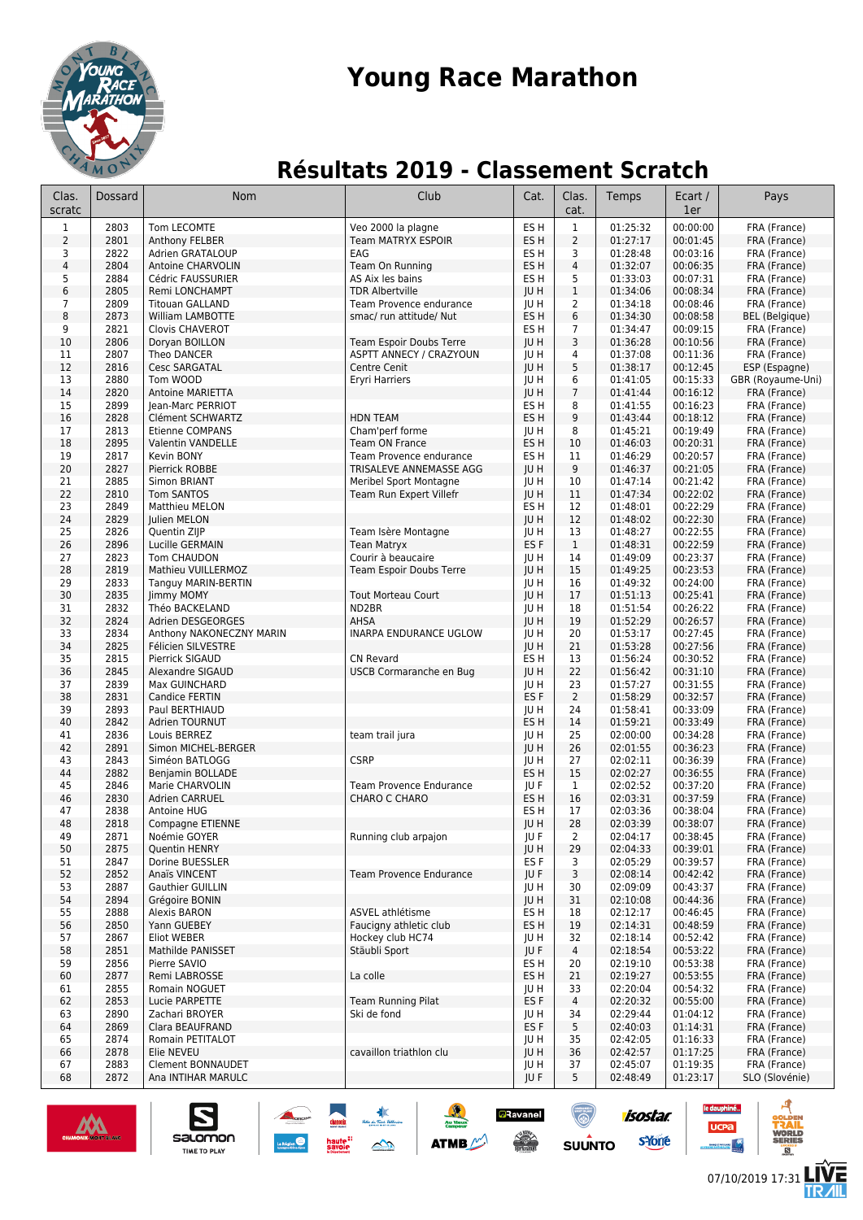# Young Race Marathon

## Résultats 2019 - Classement Scratch

| Clas. scratc | Dossard | Nom | Club | Cat. | Clas. cat. | Temps | Ecart / 1er | Pays |
|---|---|---|---|---|---|---|---|---|
| 1 | 2803 | Tom LECOMTE | Veo 2000 la plagne | ES H | 1 | 01:25:32 | 00:00:00 | FRA (France) |
| 2 | 2801 | Anthony FELBER | Team MATRYX ESPOIR | ES H | 2 | 01:27:17 | 00:01:45 | FRA (France) |
| 3 | 2822 | Adrien GRATALOUP | EAG | ES H | 3 | 01:28:48 | 00:03:16 | FRA (France) |
| 4 | 2804 | Antoine CHARVOLIN | Team On Running | ES H | 4 | 01:32:07 | 00:06:35 | FRA (France) |
| 5 | 2884 | Cédric FAUSSURIER | AS Aix les bains | ES H | 5 | 01:33:03 | 00:07:31 | FRA (France) |
| 6 | 2805 | Remi LONCHAMPT | TDR Albertville | JU H | 1 | 01:34:06 | 00:08:34 | FRA (France) |
| 7 | 2809 | Titouan GALLAND | Team Provence endurance | JU H | 2 | 01:34:18 | 00:08:46 | FRA (France) |
| 8 | 2873 | William LAMBOTTE | smac/ run attitude/ Nut | ES H | 6 | 01:34:30 | 00:08:58 | BEL (Belgique) |
| 9 | 2821 | Clovis CHAVEROT | | ES H | 7 | 01:34:47 | 00:09:15 | FRA (France) |
| 10 | 2806 | Doryan BOILLON | Team Espoir Doubs Terre | JU H | 3 | 01:36:28 | 00:10:56 | FRA (France) |
| 11 | 2807 | Theo DANCER | ASPTT ANNECY / CRAZYOUN | JU H | 4 | 01:37:08 | 00:11:36 | FRA (France) |
| 12 | 2816 | Cesc SARGATAL | Centre Cenit | JU H | 5 | 01:38:17 | 00:12:45 | ESP (Espagne) |
| 13 | 2880 | Tom WOOD | Eryri Harriers | JU H | 6 | 01:41:05 | 00:15:33 | GBR (Royaume-Uni) |
| 14 | 2820 | Antoine MARIETTA | | JU H | 7 | 01:41:44 | 00:16:12 | FRA (France) |
| 15 | 2899 | Jean-Marc PERRIOT | | ES H | 8 | 01:41:55 | 00:16:23 | FRA (France) |
| 16 | 2828 | Clément SCHWARTZ | HDN TEAM | ES H | 9 | 01:43:44 | 00:18:12 | FRA (France) |
| 17 | 2813 | Etienne COMPANS | Cham'perf forme | JU H | 8 | 01:45:21 | 00:19:49 | FRA (France) |
| 18 | 2895 | Valentin VANDELLE | Team ON France | ES H | 10 | 01:46:03 | 00:20:31 | FRA (France) |
| 19 | 2817 | Kevin BONY | Team Provence endurance | ES H | 11 | 01:46:29 | 00:20:57 | FRA (France) |
| 20 | 2827 | Pierrick ROBBE | TRISALEVE ANNEMASSE AGG | JU H | 9 | 01:46:37 | 00:21:05 | FRA (France) |
| 21 | 2885 | Simon BRIANT | Meribel Sport Montagne | JU H | 10 | 01:47:14 | 00:21:42 | FRA (France) |
| 22 | 2810 | Tom SANTOS | Team Run Expert Villefr | JU H | 11 | 01:47:34 | 00:22:02 | FRA (France) |
| 23 | 2849 | Matthieu MELON | | ES H | 12 | 01:48:01 | 00:22:29 | FRA (France) |
| 24 | 2829 | Julien MELON | | JU H | 12 | 01:48:02 | 00:22:30 | FRA (France) |
| 25 | 2826 | Quentin ZIJP | Team Isère Montagne | JU H | 13 | 01:48:27 | 00:22:55 | FRA (France) |
| 26 | 2896 | Lucille GERMAIN | Tean Matryx | ES F | 1 | 01:48:31 | 00:22:59 | FRA (France) |
| 27 | 2823 | Tom CHAUDON | Courir à beaucaire | JU H | 14 | 01:49:09 | 00:23:37 | FRA (France) |
| 28 | 2819 | Mathieu VUILLERMOZ | Team Espoir Doubs Terre | JU H | 15 | 01:49:25 | 00:23:53 | FRA (France) |
| 29 | 2833 | Tanguy MARIN-BERTIN | | JU H | 16 | 01:49:32 | 00:24:00 | FRA (France) |
| 30 | 2835 | Jimmy MOMY | Tout Morteau Court | JU H | 17 | 01:51:13 | 00:25:41 | FRA (France) |
| 31 | 2832 | Théo BACKELAND | ND2BR | JU H | 18 | 01:51:54 | 00:26:22 | FRA (France) |
| 32 | 2824 | Adrien DESGEORGES | AHSA | JU H | 19 | 01:52:29 | 00:26:57 | FRA (France) |
| 33 | 2834 | Anthony NAKONECZNY MARIN | INARPA ENDURANCE UGLOW | JU H | 20 | 01:53:17 | 00:27:45 | FRA (France) |
| 34 | 2825 | Félicien SILVESTRE | | JU H | 21 | 01:53:28 | 00:27:56 | FRA (France) |
| 35 | 2815 | Pierrick SIGAUD | CN Revard | ES H | 13 | 01:56:24 | 00:30:52 | FRA (France) |
| 36 | 2845 | Alexandre SIGAUD | USCB Cormarانche en Bug | JU H | 22 | 01:56:42 | 00:31:10 | FRA (France) |
| 37 | 2839 | Max GUINCHARD | | JU H | 23 | 01:57:27 | 00:31:55 | FRA (France) |
| 38 | 2831 | Candice FERTIN | | ES F | 2 | 01:58:29 | 00:32:57 | FRA (France) |
| 39 | 2893 | Paul BERTHIAUD | | JU H | 24 | 01:58:41 | 00:33:09 | FRA (France) |
| 40 | 2842 | Adrien TOURNUT | | ES H | 14 | 01:59:21 | 00:33:49 | FRA (France) |
| 41 | 2836 | Louis BERREZ | team trail jura | JU H | 25 | 02:00:00 | 00:34:28 | FRA (France) |
| 42 | 2891 | Simon MICHEL-BERGER | | JU H | 26 | 02:01:55 | 00:36:23 | FRA (France) |
| 43 | 2843 | Siméon BATLOGG | CSRP | JU H | 27 | 02:02:11 | 00:36:39 | FRA (France) |
| 44 | 2882 | Benjamin BOLLADE | | ES H | 15 | 02:02:27 | 00:36:55 | FRA (France) |
| 45 | 2846 | Marie CHARVOLIN | Team Provence Endurance | JU F | 1 | 02:02:52 | 00:37:20 | FRA (France) |
| 46 | 2830 | Adrien CARRUEL | CHARO C CHARO | ES H | 16 | 02:03:31 | 00:37:59 | FRA (France) |
| 47 | 2838 | Antoine HUG | | ES H | 17 | 02:03:36 | 00:38:04 | FRA (France) |
| 48 | 2818 | Compagne ETIENNE | | JU H | 28 | 02:03:39 | 00:38:07 | FRA (France) |
| 49 | 2871 | Noémie GOYER | Running club arpajon | JU F | 2 | 02:04:17 | 00:38:45 | FRA (France) |
| 50 | 2875 | Quentin HENRY | | JU H | 29 | 02:04:33 | 00:39:01 | FRA (France) |
| 51 | 2847 | Dorine BUESSLER | | ES F | 3 | 02:05:29 | 00:39:57 | FRA (France) |
| 52 | 2852 | Anaïs VINCENT | Team Provence Endurance | JU F | 3 | 02:08:14 | 00:42:42 | FRA (France) |
| 53 | 2887 | Gauthier GUILLIN | | JU H | 30 | 02:09:09 | 00:43:37 | FRA (France) |
| 54 | 2894 | Grégoire BONIN | | JU H | 31 | 02:10:08 | 00:44:36 | FRA (France) |
| 55 | 2888 | Alexis BARON | ASVEL athlétisme | ES H | 18 | 02:12:17 | 00:46:45 | FRA (France) |
| 56 | 2850 | Yann GUEBEY | Faucigny athletic club | ES H | 19 | 02:14:31 | 00:48:59 | FRA (France) |
| 57 | 2867 | Eliot WEBER | Hockey club HC74 | JU H | 32 | 02:18:14 | 00:52:42 | FRA (France) |
| 58 | 2851 | Mathilde PANISSET | Stäubli Sport | JU F | 4 | 02:18:54 | 00:53:22 | FRA (France) |
| 59 | 2856 | Pierre SAVIO | | ES H | 20 | 02:19:10 | 00:53:38 | FRA (France) |
| 60 | 2877 | Remi LABROSSE | La colle | ES H | 21 | 02:19:27 | 00:53:55 | FRA (France) |
| 61 | 2855 | Romain NOGUET | | JU H | 33 | 02:20:04 | 00:54:32 | FRA (France) |
| 62 | 2853 | Lucie PARPETTE | Team Running Pilat | ES F | 4 | 02:20:32 | 00:55:00 | FRA (France) |
| 63 | 2890 | Zachari BROYER | Ski de fond | JU H | 34 | 02:29:44 | 01:04:12 | FRA (France) |
| 64 | 2869 | Clara BEAUFRAND | | ES F | 5 | 02:40:03 | 01:14:31 | FRA (France) |
| 65 | 2874 | Romain PETITALOT | | JU H | 35 | 02:42:05 | 01:16:33 | FRA (France) |
| 66 | 2878 | Elie NEVEU | cavaillon triathlon clu | JU H | 36 | 02:42:57 | 01:17:25 | FRA (France) |
| 67 | 2883 | Clement BONNAUDET | | JU H | 37 | 02:45:07 | 01:19:35 | FRA (France) |
| 68 | 2872 | Ana INTIHAR MARULC | | JU F | 5 | 02:48:49 | 01:23:17 | SLO (Slovénie) |

07/10/2019 17:31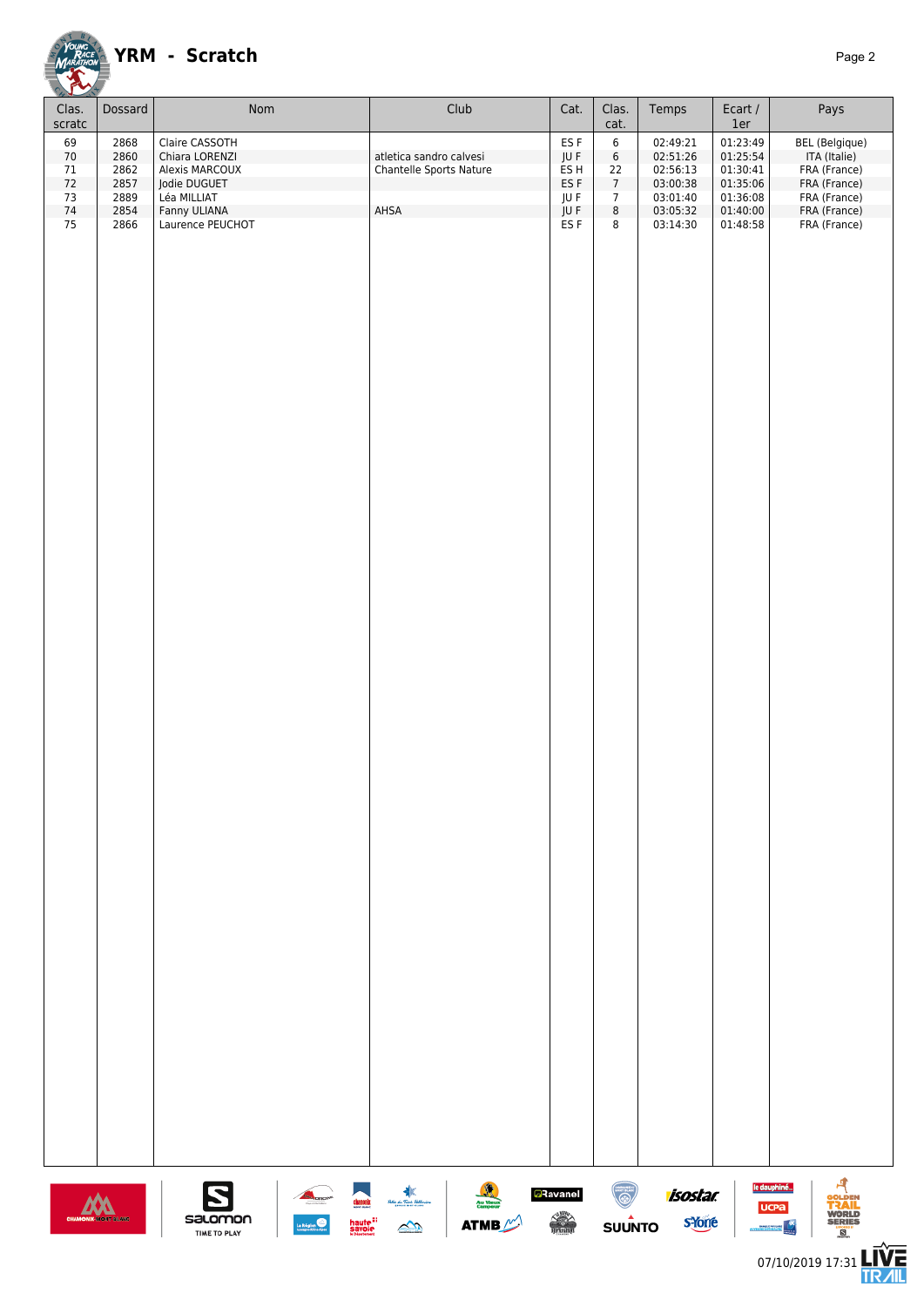# YRM - Scratch

| Clas. scratc | Dossard | Nom | Club | Cat. | Clas. cat. | Temps | Ecart / 1er | Pays |
|---|---|---|---|---|---|---|---|---|
| 69 | 2868 | Claire CASSOTH | | ES F | 6 | 02:49:21 | 01:23:49 | BEL (Belgique) |
| 70 | 2860 | Chiara LORENZI | atletica sandro calvesi | JU F | 6 | 02:51:26 | 01:25:54 | ITA (Italie) |
| 71 | 2862 | Alexis MARCOUX | Chantelle Sports Nature | ES H | 22 | 02:56:13 | 01:30:41 | FRA (France) |
| 72 | 2857 | Jodie DUGUET | | ES F | 7 | 03:00:38 | 01:35:06 | FRA (France) |
| 73 | 2889 | Léa MILLIAT | | JU F | 7 | 03:01:40 | 01:36:08 | FRA (France) |
| 74 | 2854 | Fanny ULIANA | AHSA | JU F | 8 | 03:05:32 | 01:40:00 | FRA (France) |
| 75 | 2866 | Laurence PEUCHOT | | ES F | 8 | 03:14:30 | 01:48:58 | FRA (France) |

07/10/2019 17:31